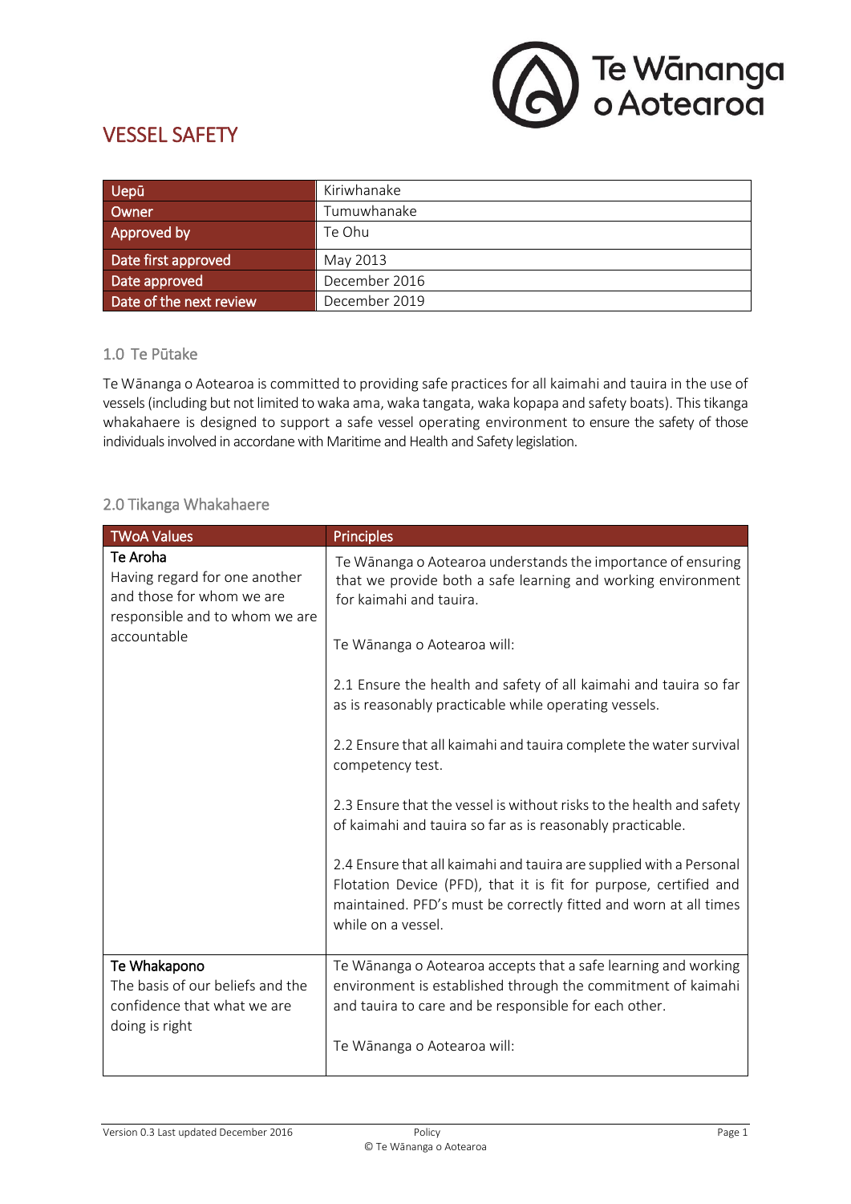# VESSEL SAFETY

| | |
|---|---|
| Uepū | Kiriwhanake |
| Owner | Tumuwhanake |
| Approved by | Te Ohu |
| Date first approved | May 2013 |
| Date approved | December 2016 |
| Date of the next review | December 2019 |

## 1.0 Te Pūtake

Te Wānanga o Aotearoa is committed to providing safe practices for all kaimahi and tauira in the use of vessels (including but not limited to waka ama, waka tangata, waka kopapa and safety boats). This tikanga whakahaere is designed to support a safe vessel operating environment to ensure the safety of those individuals involved in accordane with Maritime and Health and Safety legislation.

## 2.0 Tikanga Whakahaere

| TWoA Values | Principles |
|---|---|
| **Te Aroha**<br>Having regard for one another and those for whom we are responsible and to whom we are accountable | Te Wānanga o Aotearoa understands the importance of ensuring that we provide both a safe learning and working environment for kaimahi and tauira.<br><br>Te Wānanga o Aotearoa will:<br><br>2.1 Ensure the health and safety of all kaimahi and tauira so far as is reasonably practicable while operating vessels.<br><br>2.2 Ensure that all kaimahi and tauira complete the water survival competency test.<br><br>2.3 Ensure that the vessel is without risks to the health and safety of kaimahi and tauira so far as is reasonably practicable.<br><br>2.4 Ensure that all kaimahi and tauira are supplied with a Personal Flotation Device (PFD), that it is fit for purpose, certified and maintained. PFD's must be correctly fitted and worn at all times while on a vessel. |
| **Te Whakapono**<br>The basis of our beliefs and the confidence that what we are doing is right | Te Wānanga o Aotearoa accepts that a safe learning and working environment is established through the commitment of kaimahi and tauira to care and be responsible for each other.<br><br>Te Wānanga o Aotearoa will: |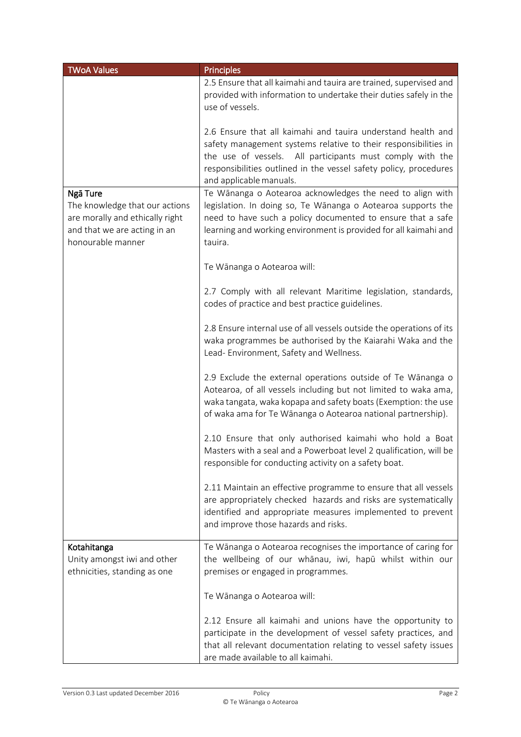| TWoA Values | Principles |
| --- | --- |
| | 2.5 Ensure that all kaimahi and tauira are trained, supervised and provided with information to undertake their duties safely in the use of vessels.<br><br>2.6 Ensure that all kaimahi and tauira understand health and safety management systems relative to their responsibilities in the use of vessels. All participants must comply with the responsibilities outlined in the vessel safety policy, procedures and applicable manuals. |
| **Ngā Ture**<br>The knowledge that our actions are morally and ethically right and that we are acting in an honourable manner | Te Wānanga o Aotearoa acknowledges the need to align with legislation. In doing so, Te Wānanga o Aotearoa supports the need to have such a policy documented to ensure that a safe learning and working environment is provided for all kaimahi and tauira.<br><br>Te Wānanga o Aotearoa will:<br><br>2.7 Comply with all relevant Maritime legislation, standards, codes of practice and best practice guidelines.<br><br>2.8 Ensure internal use of all vessels outside the operations of its waka programmes be authorised by the Kaiarahi Waka and the Lead- Environment, Safety and Wellness.<br><br>2.9 Exclude the external operations outside of Te Wānanga o Aotearoa, of all vessels including but not limited to waka ama, waka tangata, waka kopapa and safety boats (Exemption: the use of waka ama for Te Wānanga o Aotearoa national partnership).<br><br>2.10 Ensure that only authorised kaimahi who hold a Boat Masters with a seal and a Powerboat level 2 qualification, will be responsible for conducting activity on a safety boat.<br><br>2.11 Maintain an effective programme to ensure that all vessels are appropriately checked hazards and risks are systematically identified and appropriate measures implemented to prevent and improve those hazards and risks. |
| **Kotahitanga**<br>Unity amongst iwi and other ethnicities, standing as one | Te Wānanga o Aotearoa recognises the importance of caring for the wellbeing of our whānau, iwi, hapū whilst within our premises or engaged in programmes.<br><br>Te Wānanga o Aotearoa will:<br><br>2.12 Ensure all kaimahi and unions have the opportunity to participate in the development of vessel safety practices, and that all relevant documentation relating to vessel safety issues are made available to all kaimahi. |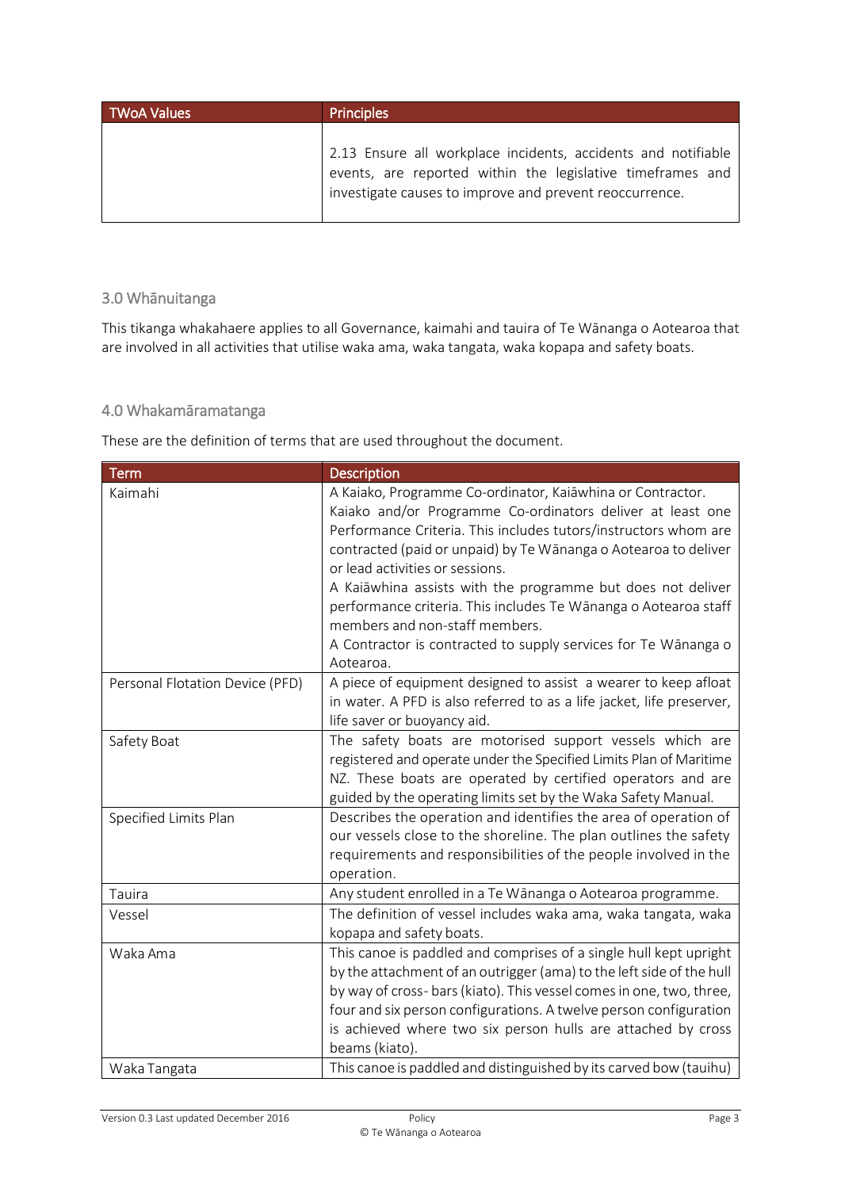| TWoA Values | Principles |
| --- | --- |
| | 2.13 Ensure all workplace incidents, accidents and notifiable events, are reported within the legislative timeframes and investigate causes to improve and prevent reoccurrence. |

## 3.0 Whānuitanga

This tikanga whakahaere applies to all Governance, kaimahi and tauira of Te Wānanga o Aotearoa that are involved in all activities that utilise waka ama, waka tangata, waka kopapa and safety boats.

## 4.0 Whakamāramatanga

These are the definition of terms that are used throughout the document.

| Term | Description |
| --- | --- |
| Kaimahi | A Kaiako, Programme Co-ordinator, Kaiāwhina or Contractor. Kaiako and/or Programme Co-ordinators deliver at least one Performance Criteria. This includes tutors/instructors whom are contracted (paid or unpaid) by Te Wānanga o Aotearoa to deliver or lead activities or sessions. A Kaiāwhina assists with the programme but does not deliver performance criteria. This includes Te Wānanga o Aotearoa staff members and non-staff members. A Contractor is contracted to supply services for Te Wānanga o Aotearoa. |
| Personal Flotation Device (PFD) | A piece of equipment designed to assist a wearer to keep afloat in water. A PFD is also referred to as a life jacket, life preserver, life saver or buoyancy aid. |
| Safety Boat | The safety boats are motorised support vessels which are registered and operate under the Specified Limits Plan of Maritime NZ. These boats are operated by certified operators and are guided by the operating limits set by the Waka Safety Manual. |
| Specified Limits Plan | Describes the operation and identifies the area of operation of our vessels close to the shoreline. The plan outlines the safety requirements and responsibilities of the people involved in the operation. |
| Tauira | Any student enrolled in a Te Wānanga o Aotearoa programme. |
| Vessel | The definition of vessel includes waka ama, waka tangata, waka kopapa and safety boats. |
| Waka Ama | This canoe is paddled and comprises of a single hull kept upright by the attachment of an outrigger (ama) to the left side of the hull by way of cross- bars (kiato). This vessel comes in one, two, three, four and six person configurations. A twelve person configuration is achieved where two six person hulls are attached by cross beams (kiato). |
| Waka Tangata | This canoe is paddled and distinguished by its carved bow (tauihu) |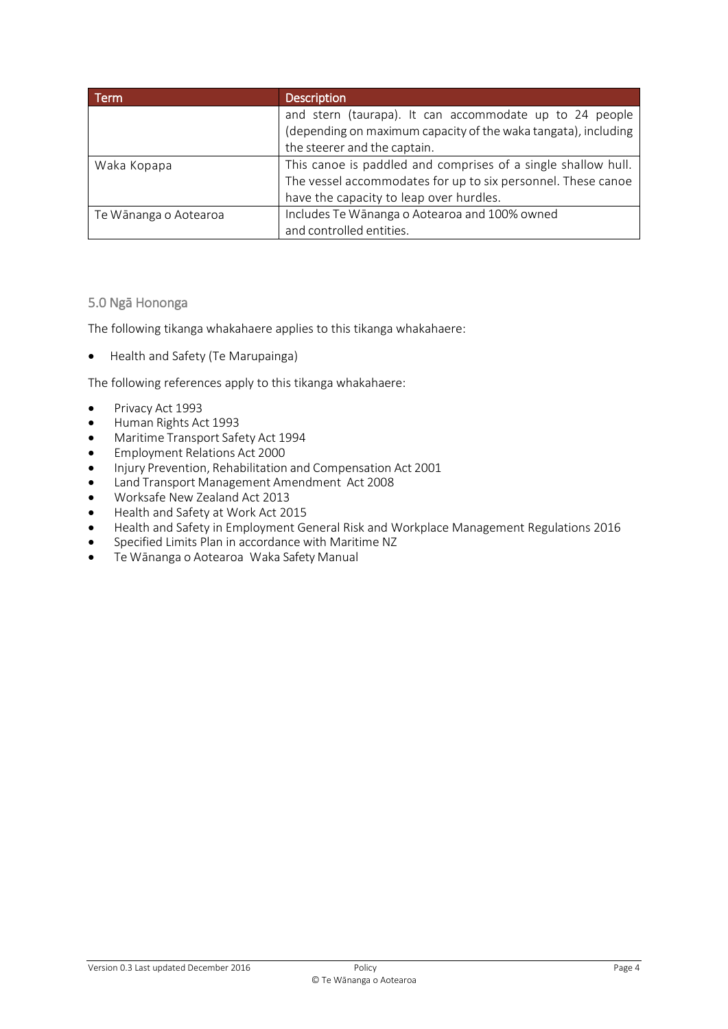| Term | Description |
| --- | --- |
| | and stern (taurapa). It can accommodate up to 24 people (depending on maximum capacity of the waka tangata), including the steerer and the captain. |
| Waka Kopapa | This canoe is paddled and comprises of a single shallow hull. The vessel accommodates for up to six personnel. These canoe have the capacity to leap over hurdles. |
| Te Wānanga o Aotearoa | Includes Te Wānanga o Aotearoa and 100% owned and controlled entities. |

## 5.0 Ngā Hononga

The following tikanga whakahaere applies to this tikanga whakahaere:

- Health and Safety (Te Marupainga)

The following references apply to this tikanga whakahaere:

- Privacy Act 1993
- Human Rights Act 1993
- Maritime Transport Safety Act 1994
- Employment Relations Act 2000
- Injury Prevention, Rehabilitation and Compensation Act 2001
- Land Transport Management Amendment Act 2008
- Worksafe New Zealand Act 2013
- Health and Safety at Work Act 2015
- Health and Safety in Employment General Risk and Workplace Management Regulations 2016
- Specified Limits Plan in accordance with Maritime NZ
- Te Wānanga o Aotearoa Waka Safety Manual